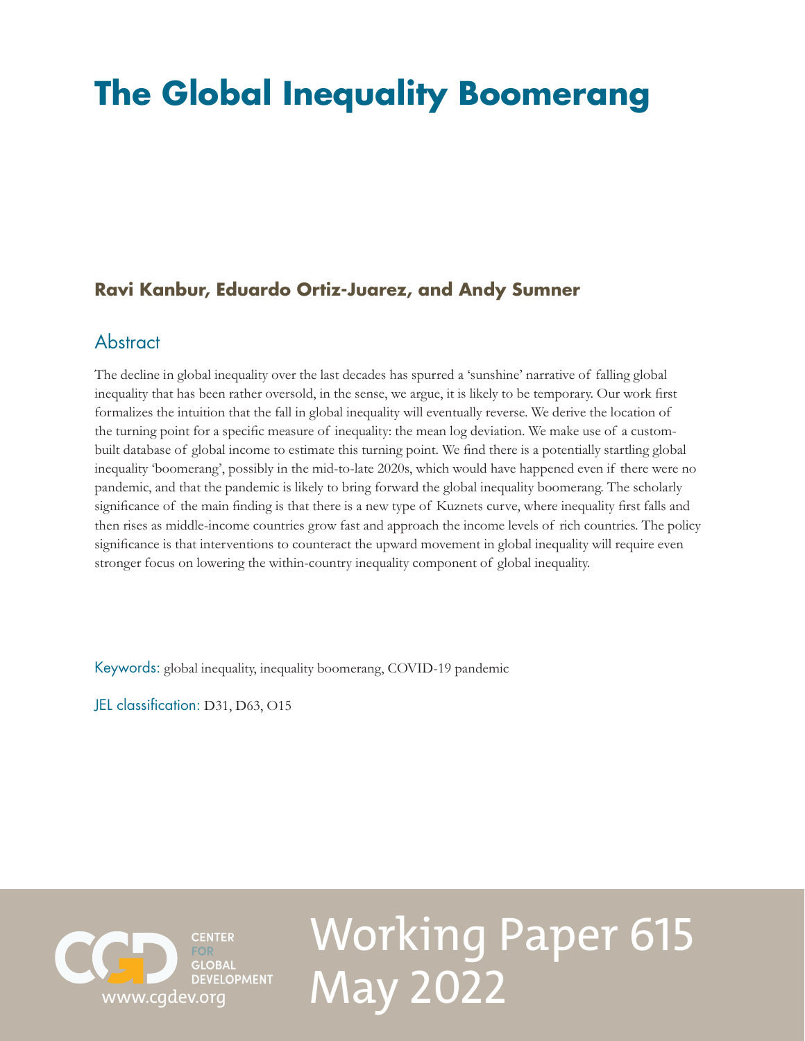# The Global Inequality Boomerang

**Ravi Kanbur, Eduardo Ortiz-Juarez, and Andy Sumner**

## Abstract

The decline in global inequality over the last decades has spurred a 'sunshine' narrative of falling global inequality that has been rather oversold, in the sense, we argue, it is likely to be temporary. Our work first formalizes the intuition that the fall in global inequality will eventually reverse. We derive the location of the turning point for a specific measure of inequality: the mean log deviation. We make use of a custom-built database of global income to estimate this turning point. We find there is a potentially startling global inequality 'boomerang', possibly in the mid-to-late 2020s, which would have happened even if there were no pandemic, and that the pandemic is likely to bring forward the global inequality boomerang. The scholarly significance of the main finding is that there is a new type of Kuznets curve, where inequality first falls and then rises as middle-income countries grow fast and approach the income levels of rich countries. The policy significance is that interventions to counteract the upward movement in global inequality will require even stronger focus on lowering the within-country inequality component of global inequality.

Keywords: global inequality, inequality boomerang, COVID-19 pandemic

JEL classification: D31, D63, O15

CENTER FOR GLOBAL DEVELOPMENT
www.cgdev.org

Working Paper 615
May 2022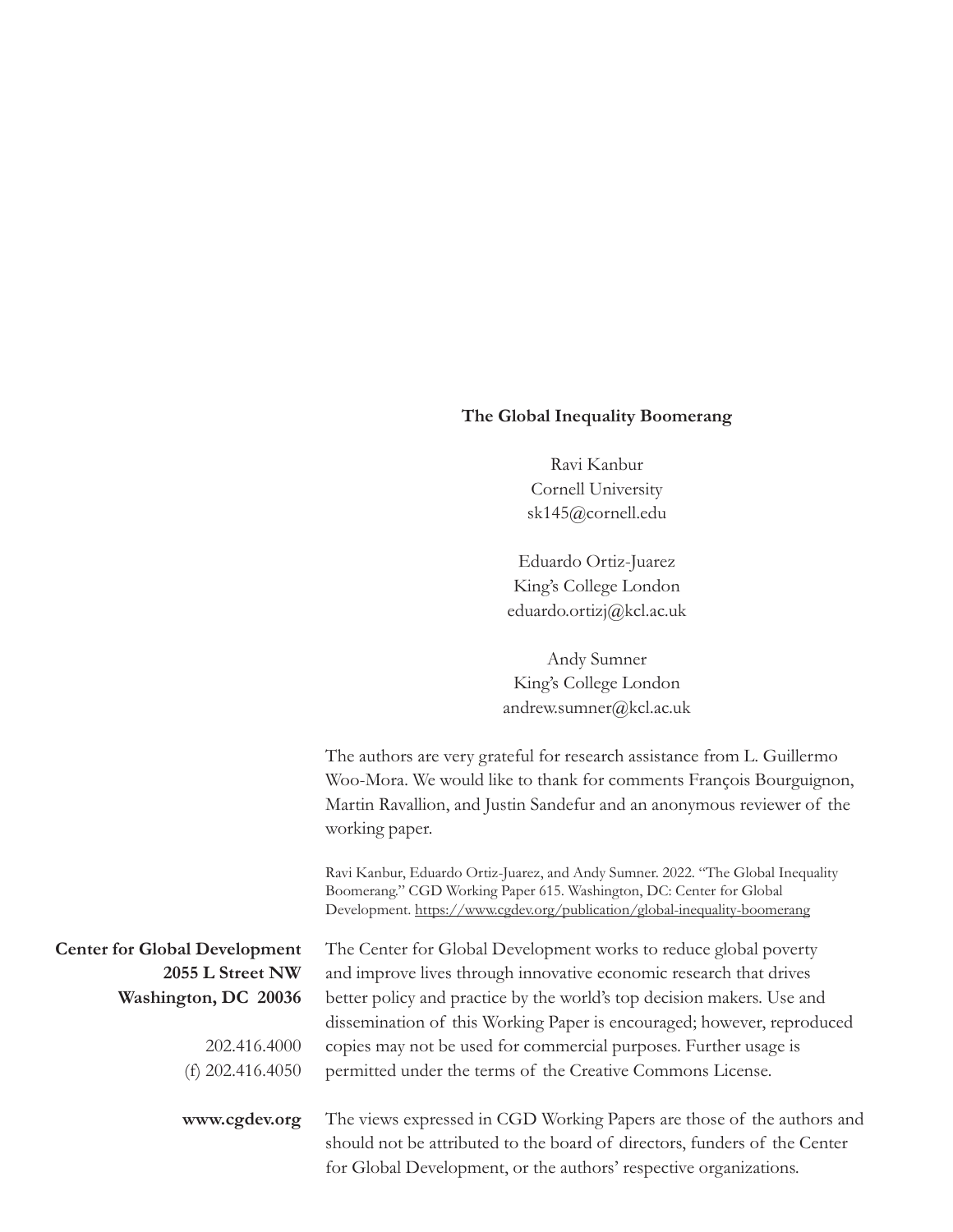**The Global Inequality Boomerang**

Ravi Kanbur
Cornell University
sk145@cornell.edu

Eduardo Ortiz-Juarez
King's College London
eduardo.ortizj@kcl.ac.uk

Andy Sumner
King's College London
andrew.sumner@kcl.ac.uk

The authors are very grateful for research assistance from L. Guillermo Woo-Mora. We would like to thank for comments François Bourguignon, Martin Ravallion, and Justin Sandefur and an anonymous reviewer of the working paper.

Ravi Kanbur, Eduardo Ortiz-Juarez, and Andy Sumner. 2022. "The Global Inequality Boomerang." CGD Working Paper 615. Washington, DC: Center for Global Development. https://www.cgdev.org/publication/global-inequality-boomerang

**Center for Global Development**
**2055 L Street NW**
**Washington, DC 20036**

202.416.4000
(f) 202.416.4050

**www.cgdev.org**

The Center for Global Development works to reduce global poverty and improve lives through innovative economic research that drives better policy and practice by the world's top decision makers. Use and dissemination of this Working Paper is encouraged; however, reproduced copies may not be used for commercial purposes. Further usage is permitted under the terms of the Creative Commons License.

The views expressed in CGD Working Papers are those of the authors and should not be attributed to the board of directors, funders of the Center for Global Development, or the authors' respective organizations.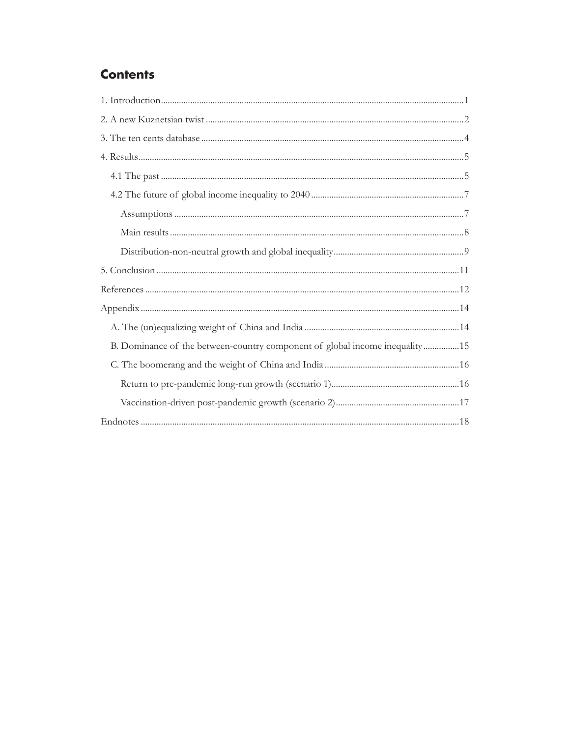## Contents

1. Introduction .......... 1
2. A new Kuznetsian twist .......... 2
3. The ten cents database .......... 4
4. Results .......... 5
   - 4.1 The past .......... 5
   - 4.2 The future of global income inequality to 2040 .......... 7
     - Assumptions .......... 7
     - Main results .......... 8
     - Distribution-non-neutral growth and global inequality .......... 9
5. Conclusion .......... 11

References .......... 12

Appendix .......... 14

- A. The (un)equalizing weight of China and India .......... 14
- B. Dominance of the between-country component of global income inequality .......... 15
- C. The boomerang and the weight of China and India .......... 16
  - Return to pre-pandemic long-run growth (scenario 1) .......... 16
  - Vaccination-driven post-pandemic growth (scenario 2) .......... 17

Endnotes .......... 18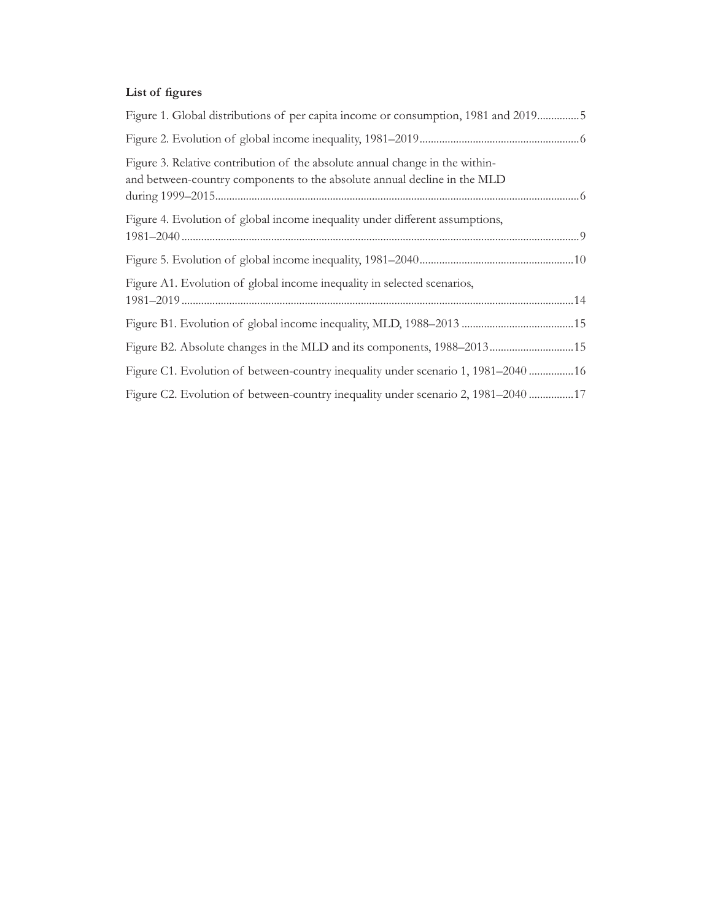## List of figures

Figure 1. Global distributions of per capita income or consumption, 1981 and 2019...............5

Figure 2. Evolution of global income inequality, 1981–2019.........................................................6

Figure 3. Relative contribution of the absolute annual change in the within- and between-country components to the absolute annual decline in the MLD during 1999–2015.................................................................................................................................6

Figure 4. Evolution of global income inequality under different assumptions, 1981–2040.............................................................................................................................................9

Figure 5. Evolution of global income inequality, 1981–2040.......................................................10

Figure A1. Evolution of global income inequality in selected scenarios, 1981–2019...........................................................................................................................................14

Figure B1. Evolution of global income inequality, MLD, 1988–2013 ........................................15

Figure B2. Absolute changes in the MLD and its components, 1988–2013..............................15

Figure C1. Evolution of between-country inequality under scenario 1, 1981–2040 ................16

Figure C2. Evolution of between-country inequality under scenario 2, 1981–2040 ................17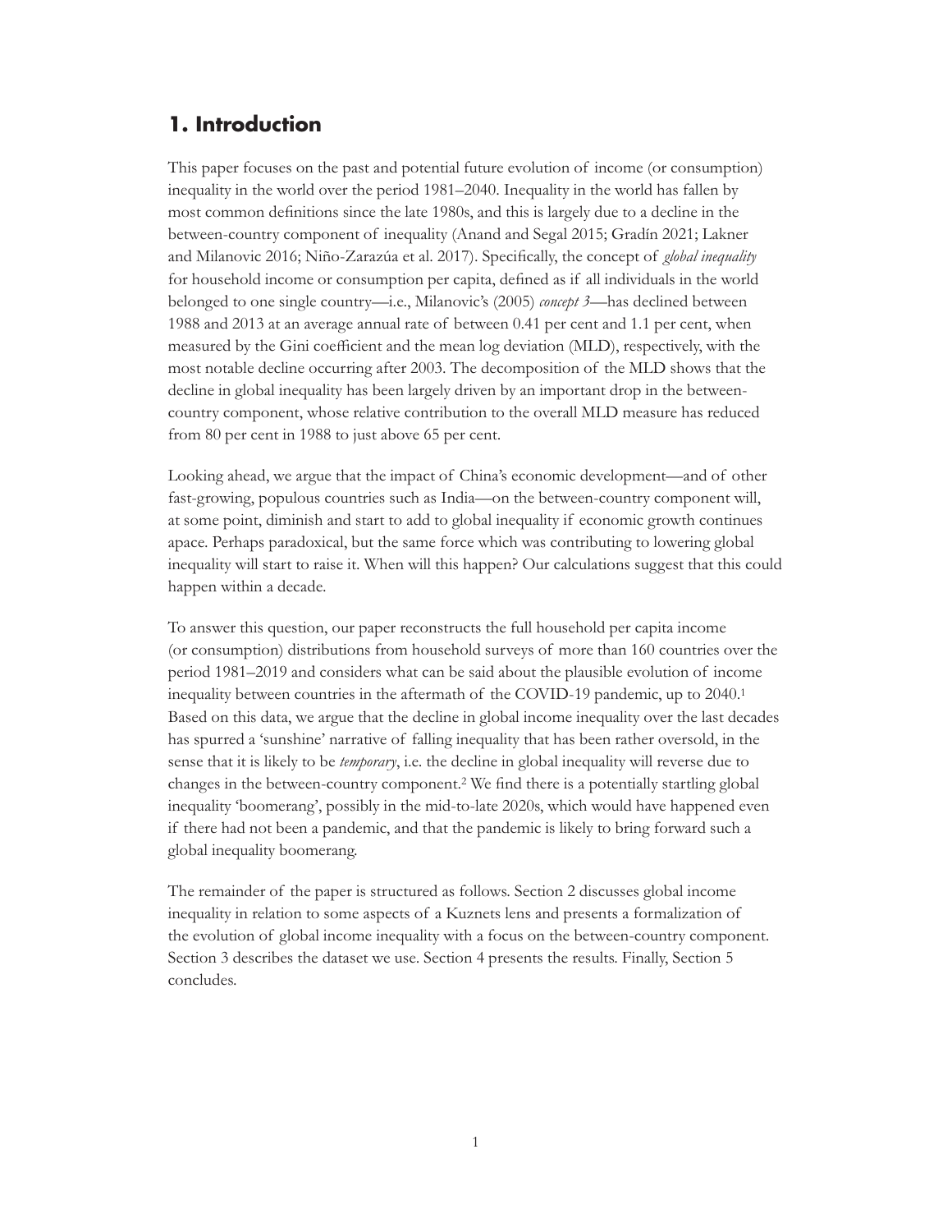## 1. Introduction

This paper focuses on the past and potential future evolution of income (or consumption) inequality in the world over the period 1981–2040. Inequality in the world has fallen by most common definitions since the late 1980s, and this is largely due to a decline in the between-country component of inequality (Anand and Segal 2015; Gradín 2021; Lakner and Milanovic 2016; Niño-Zarazúa et al. 2017). Specifically, the concept of *global inequality* for household income or consumption per capita, defined as if all individuals in the world belonged to one single country—i.e., Milanovic's (2005) *concept 3*—has declined between 1988 and 2013 at an average annual rate of between 0.41 per cent and 1.1 per cent, when measured by the Gini coefficient and the mean log deviation (MLD), respectively, with the most notable decline occurring after 2003. The decomposition of the MLD shows that the decline in global inequality has been largely driven by an important drop in the between-country component, whose relative contribution to the overall MLD measure has reduced from 80 per cent in 1988 to just above 65 per cent.

Looking ahead, we argue that the impact of China's economic development—and of other fast-growing, populous countries such as India—on the between-country component will, at some point, diminish and start to add to global inequality if economic growth continues apace. Perhaps paradoxical, but the same force which was contributing to lowering global inequality will start to raise it. When will this happen? Our calculations suggest that this could happen within a decade.

To answer this question, our paper reconstructs the full household per capita income (or consumption) distributions from household surveys of more than 160 countries over the period 1981–2019 and considers what can be said about the plausible evolution of income inequality between countries in the aftermath of the COVID-19 pandemic, up to 2040.[1] Based on this data, we argue that the decline in global income inequality over the last decades has spurred a 'sunshine' narrative of falling inequality that has been rather oversold, in the sense that it is likely to be *temporary*, i.e. the decline in global inequality will reverse due to changes in the between-country component.[2] We find there is a potentially startling global inequality 'boomerang', possibly in the mid-to-late 2020s, which would have happened even if there had not been a pandemic, and that the pandemic is likely to bring forward such a global inequality boomerang.

The remainder of the paper is structured as follows. Section 2 discusses global income inequality in relation to some aspects of a Kuznets lens and presents a formalization of the evolution of global income inequality with a focus on the between-country component. Section 3 describes the dataset we use. Section 4 presents the results. Finally, Section 5 concludes.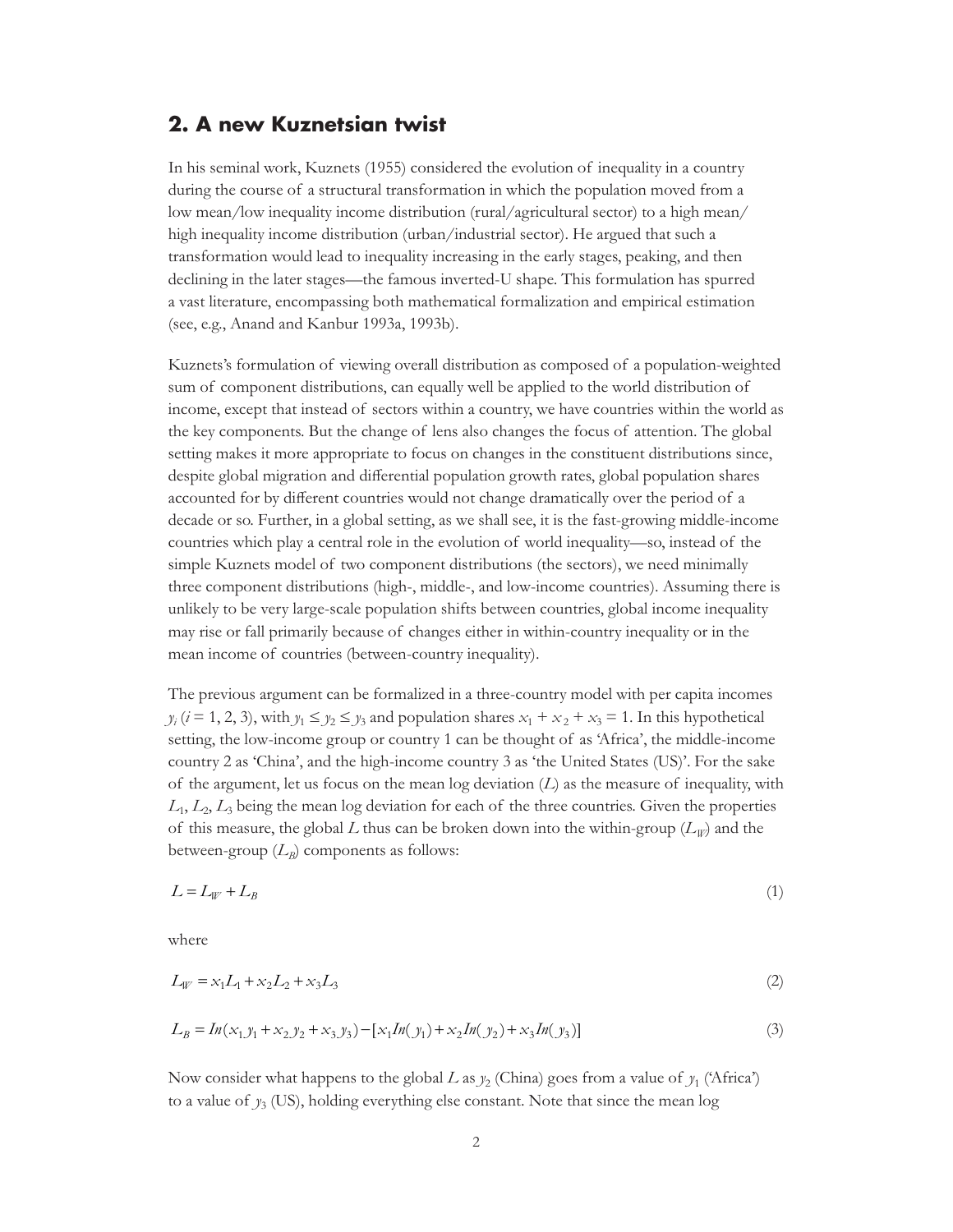## 2. A new Kuznetsian twist

In his seminal work, Kuznets (1955) considered the evolution of inequality in a country during the course of a structural transformation in which the population moved from a low mean/low inequality income distribution (rural/agricultural sector) to a high mean/high inequality income distribution (urban/industrial sector). He argued that such a transformation would lead to inequality increasing in the early stages, peaking, and then declining in the later stages—the famous inverted-U shape. This formulation has spurred a vast literature, encompassing both mathematical formalization and empirical estimation (see, e.g., Anand and Kanbur 1993a, 1993b).

Kuznets's formulation of viewing overall distribution as composed of a population-weighted sum of component distributions, can equally well be applied to the world distribution of income, except that instead of sectors within a country, we have countries within the world as the key components. But the change of lens also changes the focus of attention. The global setting makes it more appropriate to focus on changes in the constituent distributions since, despite global migration and differential population growth rates, global population shares accounted for by different countries would not change dramatically over the period of a decade or so. Further, in a global setting, as we shall see, it is the fast-growing middle-income countries which play a central role in the evolution of world inequality—so, instead of the simple Kuznets model of two component distributions (the sectors), we need minimally three component distributions (high-, middle-, and low-income countries). Assuming there is unlikely to be very large-scale population shifts between countries, global income inequality may rise or fall primarily because of changes either in within-country inequality or in the mean income of countries (between-country inequality).

The previous argument can be formalized in a three-country model with per capita incomes $y_i$ ($i$ = 1, 2, 3), with $y_1 \leq y_2 \leq y_3$ and population shares $x_1 + x_2 + x_3 = 1$. In this hypothetical setting, the low-income group or country 1 can be thought of as 'Africa', the middle-income country 2 as 'China', and the high-income country 3 as 'the United States (US)'. For the sake of the argument, let us focus on the mean log deviation ($L$) as the measure of inequality, with $L_1$, $L_2$, $L_3$ being the mean log deviation for each of the three countries. Given the properties of this measure, the global $L$ thus can be broken down into the within-group ($L_W$) and the between-group ($L_B$) components as follows:

$$L = L_W + L_B \tag{1}$$

where

$$L_W = x_1 L_1 + x_2 L_2 + x_3 L_3 \tag{2}$$

$$L_B = In(x_1 y_1 + x_2 y_2 + x_3 y_3) - [x_1 In(y_1) + x_2 In(y_2) + x_3 In(y_3)] \tag{3}$$

Now consider what happens to the global $L$ as $y_2$ (China) goes from a value of $y_1$ ('Africa') to a value of $y_3$ (US), holding everything else constant. Note that since the mean log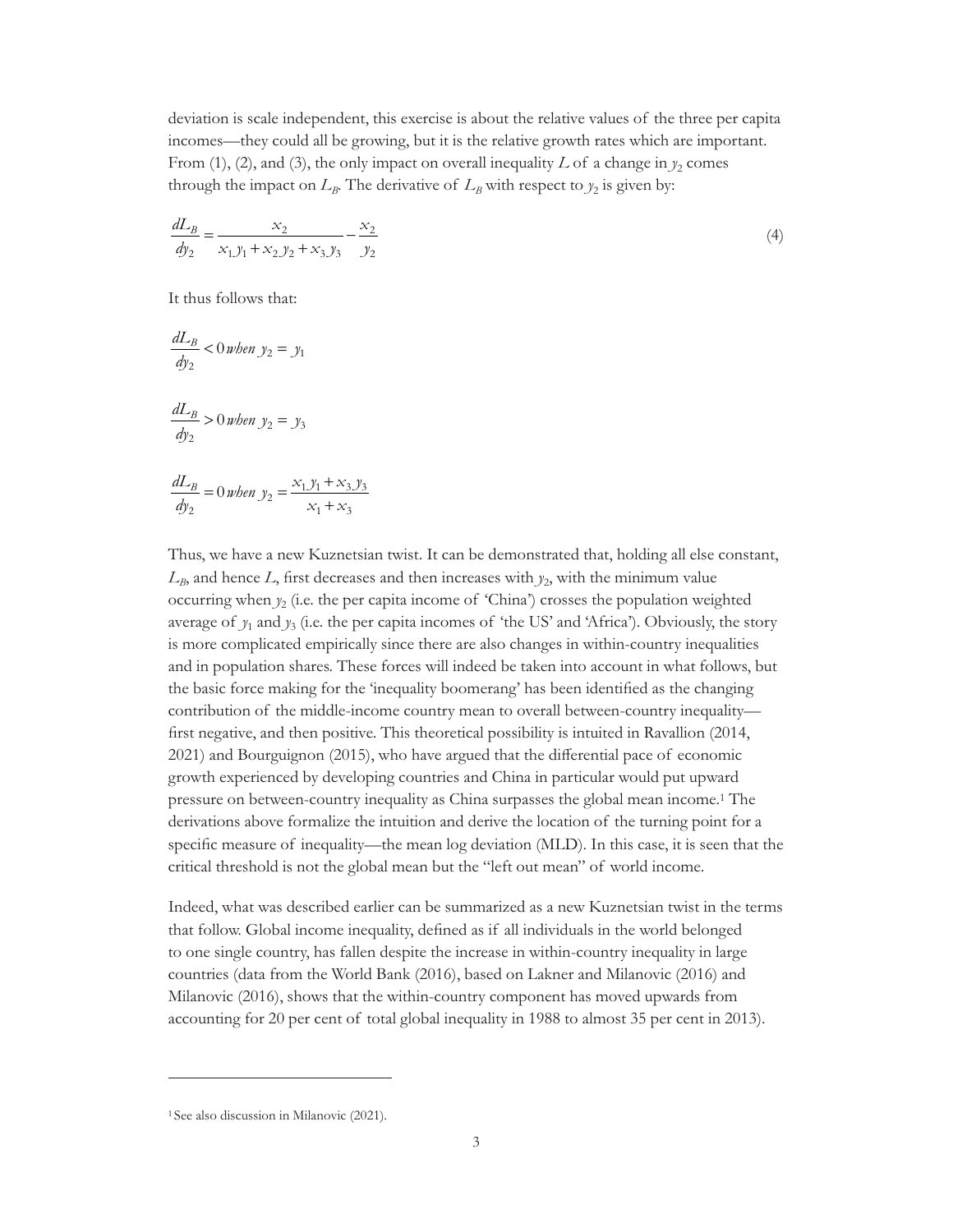deviation is scale independent, this exercise is about the relative values of the three per capita incomes—they could all be growing, but it is the relative growth rates which are important. From (1), (2), and (3), the only impact on overall inequality $L$ of a change in $y_2$ comes through the impact on $L_B$. The derivative of $L_B$ with respect to $y_2$ is given by:

$$\frac{dL_B}{dy_2} = \frac{x_2}{x_1 y_1 + x_2 y_2 + x_3 y_3} - \frac{x_2}{y_2} \tag{4}$$

It thus follows that:

$$\frac{dL_B}{dy_2} < 0 \; when \; y_2 = y_1$$

$$\frac{dL_B}{dy_2} > 0 \; when \; y_2 = y_3$$

$$\frac{dL_B}{dy_2} = 0 \; when \; y_2 = \frac{x_1 y_1 + x_3 y_3}{x_1 + x_3}$$

Thus, we have a new Kuznetsian twist. It can be demonstrated that, holding all else constant, $L_B$, and hence $L$, first decreases and then increases with $y_2$, with the minimum value occurring when $y_2$ (i.e. the per capita income of 'China') crosses the population weighted average of $y_1$ and $y_3$ (i.e. the per capita incomes of 'the US' and 'Africa'). Obviously, the story is more complicated empirically since there are also changes in within-country inequalities and in population shares. These forces will indeed be taken into account in what follows, but the basic force making for the 'inequality boomerang' has been identified as the changing contribution of the middle-income country mean to overall between-country inequality—first negative, and then positive. This theoretical possibility is intuited in Ravallion (2014, 2021) and Bourguignon (2015), who have argued that the differential pace of economic growth experienced by developing countries and China in particular would put upward pressure on between-country inequality as China surpasses the global mean income.[1] The derivations above formalize the intuition and derive the location of the turning point for a specific measure of inequality—the mean log deviation (MLD). In this case, it is seen that the critical threshold is not the global mean but the "left out mean" of world income.

Indeed, what was described earlier can be summarized as a new Kuznetsian twist in the terms that follow. Global income inequality, defined as if all individuals in the world belonged to one single country, has fallen despite the increase in within-country inequality in large countries (data from the World Bank (2016), based on Lakner and Milanovic (2016) and Milanovic (2016), shows that the within-country component has moved upwards from accounting for 20 per cent of total global inequality in 1988 to almost 35 per cent in 2013).

[1] See also discussion in Milanovic (2021).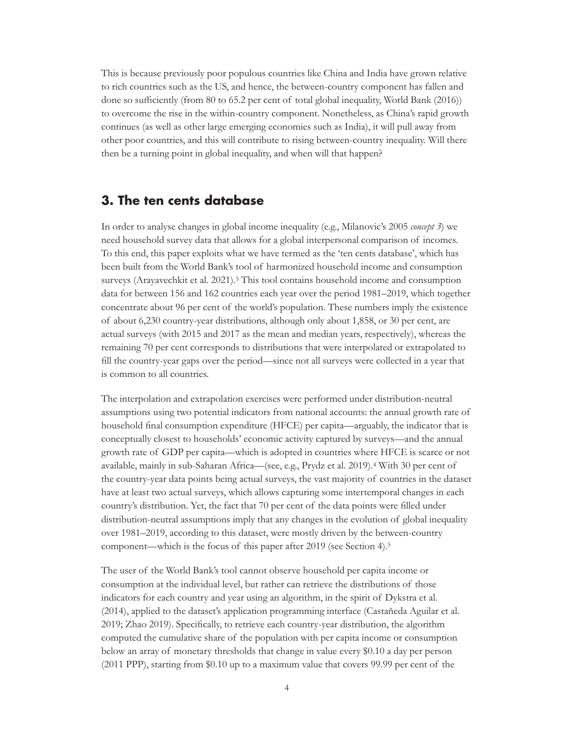This is because previously poor populous countries like China and India have grown relative to rich countries such as the US, and hence, the between-country component has fallen and done so sufficiently (from 80 to 65.2 per cent of total global inequality, World Bank (2016)) to overcome the rise in the within-country component. Nonetheless, as China's rapid growth continues (as well as other large emerging economies such as India), it will pull away from other poor countries, and this will contribute to rising between-country inequality. Will there then be a turning point in global inequality, and when will that happen?

## 3. The ten cents database

In order to analyse changes in global income inequality (e.g., Milanovic's 2005 *concept 3*) we need household survey data that allows for a global interpersonal comparison of incomes. To this end, this paper exploits what we have termed as the 'ten cents database', which has been built from the World Bank's tool of harmonized household income and consumption surveys (Arayavechkit et al. 2021).[3] This tool contains household income and consumption data for between 156 and 162 countries each year over the period 1981–2019, which together concentrate about 96 per cent of the world's population. These numbers imply the existence of about 6,230 country-year distributions, although only about 1,858, or 30 per cent, are actual surveys (with 2015 and 2017 as the mean and median years, respectively), whereas the remaining 70 per cent corresponds to distributions that were interpolated or extrapolated to fill the country-year gaps over the period—since not all surveys were collected in a year that is common to all countries.

The interpolation and extrapolation exercises were performed under distribution-neutral assumptions using two potential indicators from national accounts: the annual growth rate of household final consumption expenditure (HFCE) per capita—arguably, the indicator that is conceptually closest to households' economic activity captured by surveys—and the annual growth rate of GDP per capita—which is adopted in countries where HFCE is scarce or not available, mainly in sub-Saharan Africa—(see, e.g., Prydz et al. 2019).[4] With 30 per cent of the country-year data points being actual surveys, the vast majority of countries in the dataset have at least two actual surveys, which allows capturing some intertemporal changes in each country's distribution. Yet, the fact that 70 per cent of the data points were filled under distribution-neutral assumptions imply that any changes in the evolution of global inequality over 1981–2019, according to this dataset, were mostly driven by the between-country component—which is the focus of this paper after 2019 (see Section 4).[5]

The user of the World Bank's tool cannot observe household per capita income or consumption at the individual level, but rather can retrieve the distributions of those indicators for each country and year using an algorithm, in the spirit of Dykstra et al. (2014), applied to the dataset's application programming interface (Castañeda Aguilar et al. 2019; Zhao 2019). Specifically, to retrieve each country-year distribution, the algorithm computed the cumulative share of the population with per capita income or consumption below an array of monetary thresholds that change in value every \$0.10 a day per person (2011 PPP), starting from \$0.10 up to a maximum value that covers 99.99 per cent of the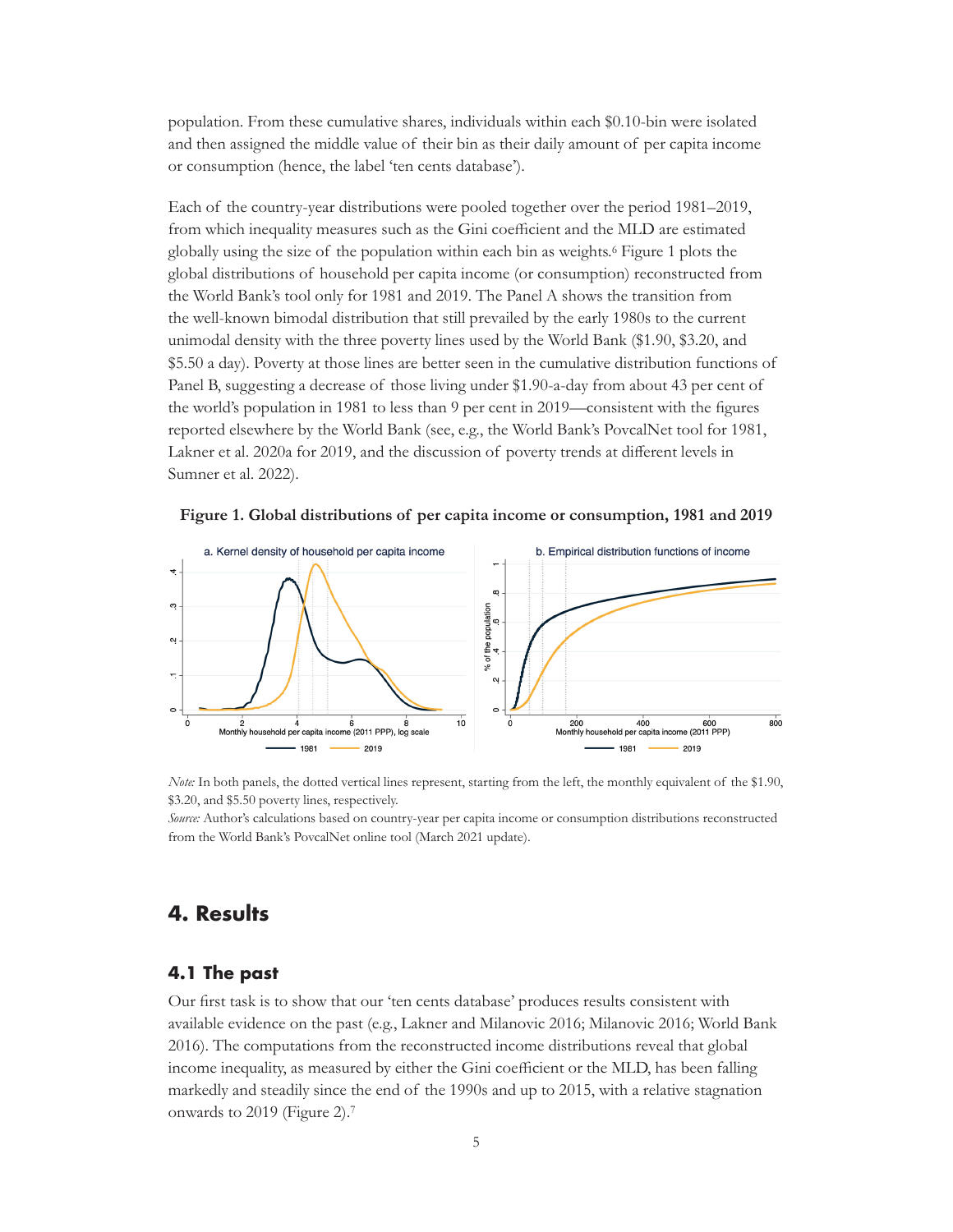population. From these cumulative shares, individuals within each $0.10-bin were isolated and then assigned the middle value of their bin as their daily amount of per capita income or consumption (hence, the label 'ten cents database').

Each of the country-year distributions were pooled together over the period 1981–2019, from which inequality measures such as the Gini coefficient and the MLD are estimated globally using the size of the population within each bin as weights.[6] Figure 1 plots the global distributions of household per capita income (or consumption) reconstructed from the World Bank's tool only for 1981 and 2019. The Panel A shows the transition from the well-known bimodal distribution that still prevailed by the early 1980s to the current unimodal density with the three poverty lines used by the World Bank ($1.90, $3.20, and $5.50 a day). Poverty at those lines are better seen in the cumulative distribution functions of Panel B, suggesting a decrease of those living under $1.90-a-day from about 43 per cent of the world's population in 1981 to less than 9 per cent in 2019—consistent with the figures reported elsewhere by the World Bank (see, e.g., the World Bank's PovcalNet tool for 1981, Lakner et al. 2020a for 2019, and the discussion of poverty trends at different levels in Sumner et al. 2022).

**Figure 1. Global distributions of per capita income or consumption, 1981 and 2019**

*Note:* In both panels, the dotted vertical lines represent, starting from the left, the monthly equivalent of the $1.90, $3.20, and $5.50 poverty lines, respectively.
*Source:* Author's calculations based on country-year per capita income or consumption distributions reconstructed from the World Bank's PovcalNet online tool (March 2021 update).

## 4. Results

### 4.1 The past

Our first task is to show that our 'ten cents database' produces results consistent with available evidence on the past (e.g., Lakner and Milanovic 2016; Milanovic 2016; World Bank 2016). The computations from the reconstructed income distributions reveal that global income inequality, as measured by either the Gini coefficient or the MLD, has been falling markedly and steadily since the end of the 1990s and up to 2015, with a relative stagnation onwards to 2019 (Figure 2).[7]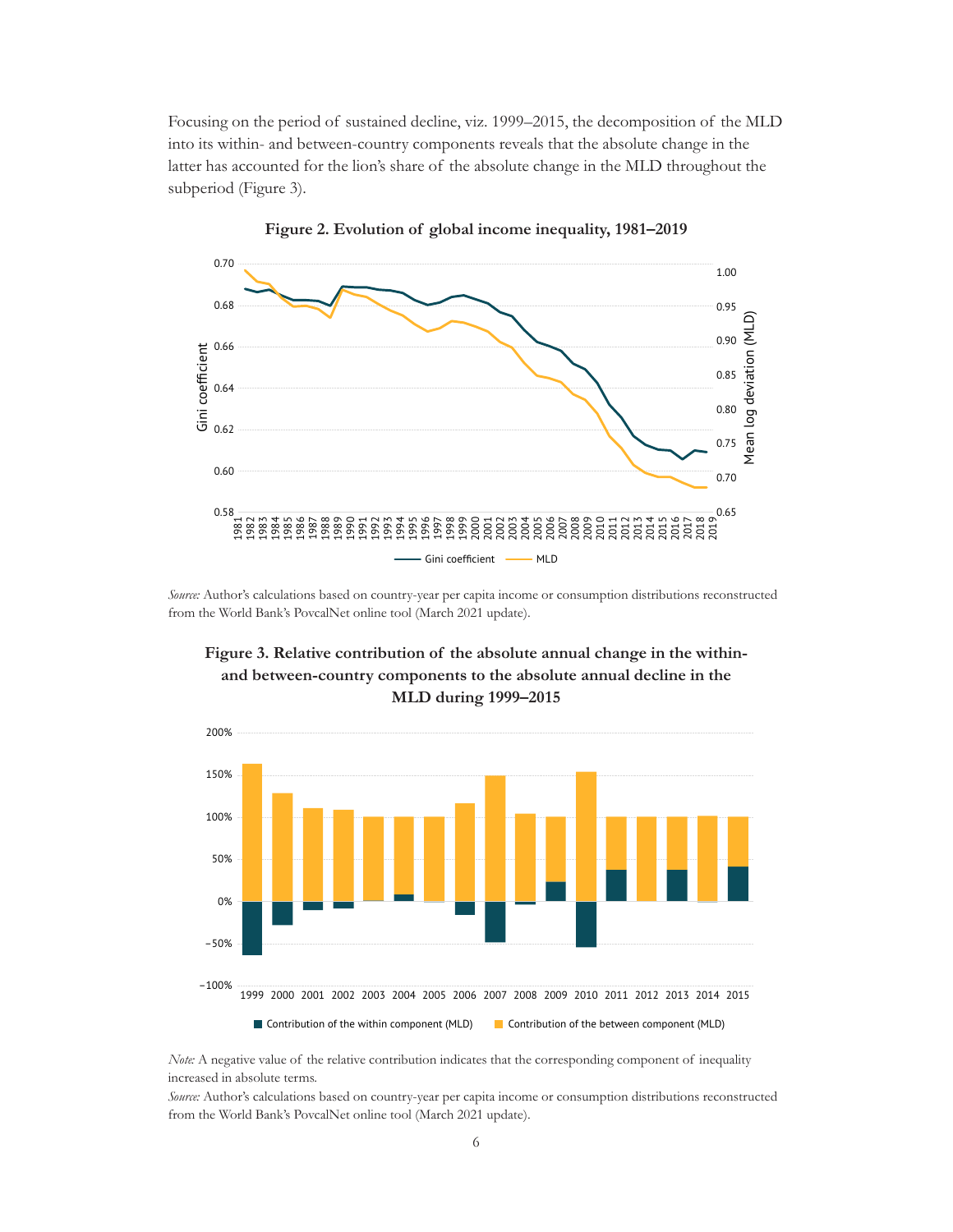Focusing on the period of sustained decline, viz. 1999–2015, the decomposition of the MLD into its within- and between-country components reveals that the absolute change in the latter has accounted for the lion's share of the absolute change in the MLD throughout the subperiod (Figure 3).

**Figure 2. Evolution of global income inequality, 1981–2019**

*Source:* Author's calculations based on country-year per capita income or consumption distributions reconstructed from the World Bank's PovcalNet online tool (March 2021 update).

**Figure 3. Relative contribution of the absolute annual change in the within- and between-country components to the absolute annual decline in the MLD during 1999–2015**

*Note:* A negative value of the relative contribution indicates that the corresponding component of inequality increased in absolute terms.

*Source:* Author's calculations based on country-year per capita income or consumption distributions reconstructed from the World Bank's PovcalNet online tool (March 2021 update).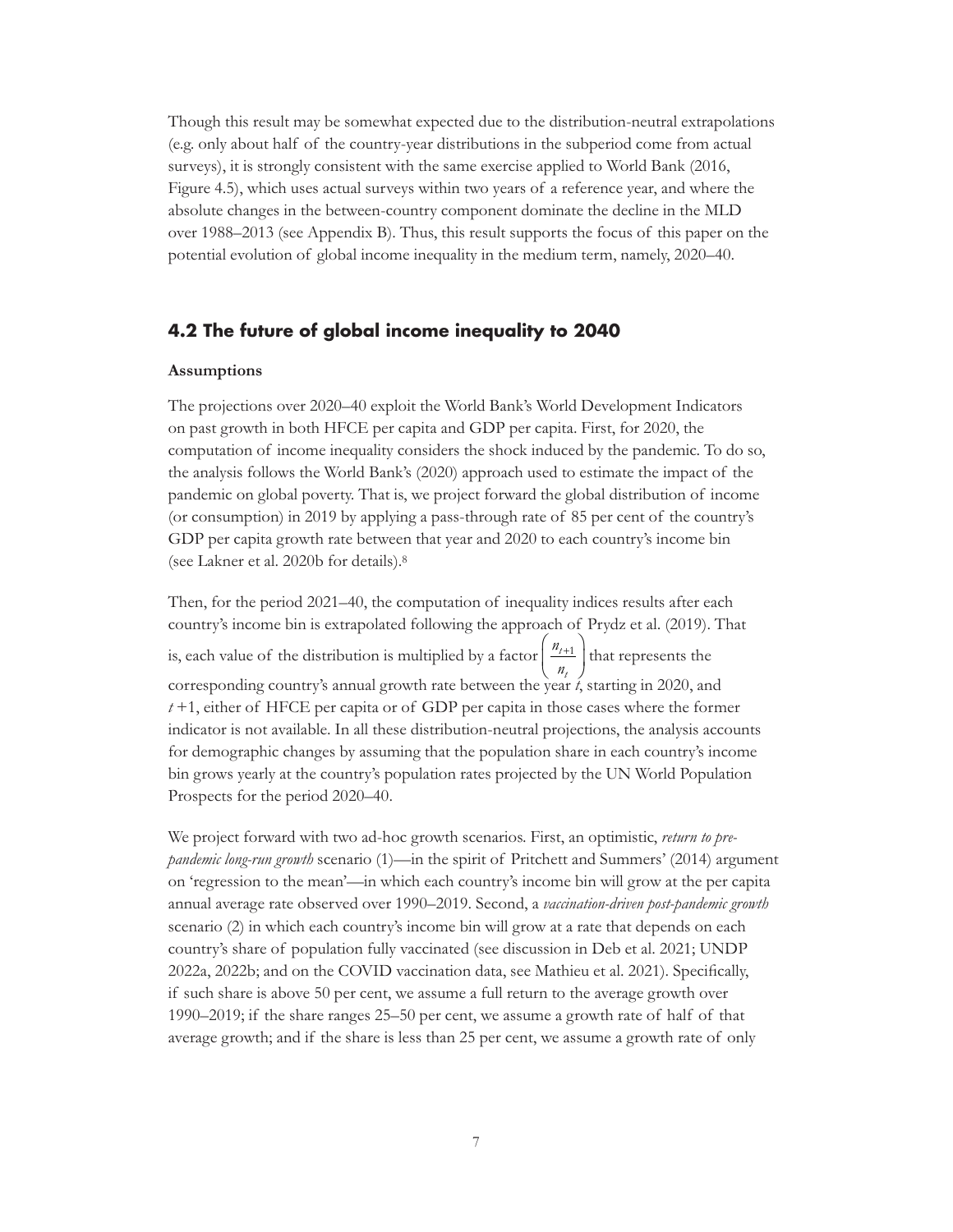Though this result may be somewhat expected due to the distribution-neutral extrapolations (e.g. only about half of the country-year distributions in the subperiod come from actual surveys), it is strongly consistent with the same exercise applied to World Bank (2016, Figure 4.5), which uses actual surveys within two years of a reference year, and where the absolute changes in the between-country component dominate the decline in the MLD over 1988–2013 (see Appendix B). Thus, this result supports the focus of this paper on the potential evolution of global income inequality in the medium term, namely, 2020–40.

## 4.2 The future of global income inequality to 2040

**Assumptions**

The projections over 2020–40 exploit the World Bank's World Development Indicators on past growth in both HFCE per capita and GDP per capita. First, for 2020, the computation of income inequality considers the shock induced by the pandemic. To do so, the analysis follows the World Bank's (2020) approach used to estimate the impact of the pandemic on global poverty. That is, we project forward the global distribution of income (or consumption) in 2019 by applying a pass-through rate of 85 per cent of the country's GDP per capita growth rate between that year and 2020 to each country's income bin (see Lakner et al. 2020b for details).[8]

Then, for the period 2021–40, the computation of inequality indices results after each country's income bin is extrapolated following the approach of Prydz et al. (2019). That is, each value of the distribution is multiplied by a factor $\left(\frac{n_{t+1}}{n_t}\right)$ that represents the corresponding country's annual growth rate between the year $t$, starting in 2020, and $t+1$, either of HFCE per capita or of GDP per capita in those cases where the former indicator is not available. In all these distribution-neutral projections, the analysis accounts for demographic changes by assuming that the population share in each country's income bin grows yearly at the country's population rates projected by the UN World Population Prospects for the period 2020–40.

We project forward with two ad-hoc growth scenarios. First, an optimistic, *return to pre-pandemic long-run growth* scenario (1)—in the spirit of Pritchett and Summers' (2014) argument on 'regression to the mean'—in which each country's income bin will grow at the per capita annual average rate observed over 1990–2019. Second, a *vaccination-driven post-pandemic growth* scenario (2) in which each country's income bin will grow at a rate that depends on each country's share of population fully vaccinated (see discussion in Deb et al. 2021; UNDP 2022a, 2022b; and on the COVID vaccination data, see Mathieu et al. 2021). Specifically, if such share is above 50 per cent, we assume a full return to the average growth over 1990–2019; if the share ranges 25–50 per cent, we assume a growth rate of half of that average growth; and if the share is less than 25 per cent, we assume a growth rate of only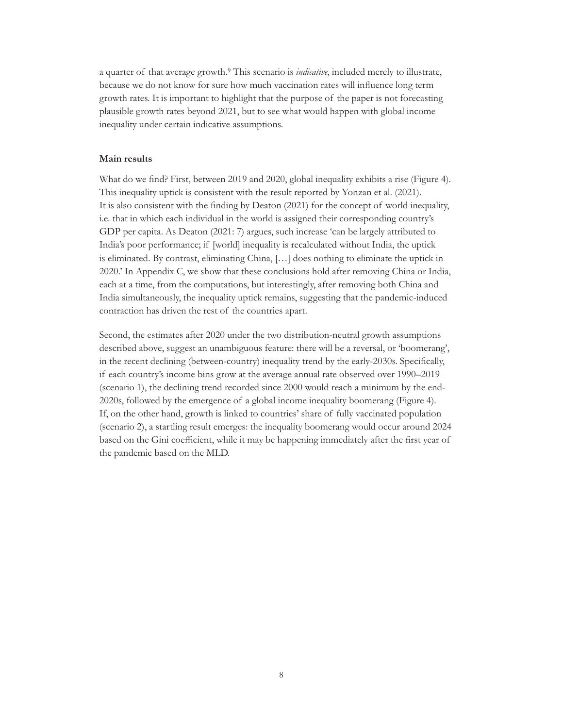a quarter of that average growth.[9] This scenario is *indicative*, included merely to illustrate, because we do not know for sure how much vaccination rates will influence long term growth rates. It is important to highlight that the purpose of the paper is not forecasting plausible growth rates beyond 2021, but to see what would happen with global income inequality under certain indicative assumptions.

**Main results**

What do we find? First, between 2019 and 2020, global inequality exhibits a rise (Figure 4). This inequality uptick is consistent with the result reported by Yonzan et al. (2021). It is also consistent with the finding by Deaton (2021) for the concept of world inequality, i.e. that in which each individual in the world is assigned their corresponding country's GDP per capita. As Deaton (2021: 7) argues, such increase 'can be largely attributed to India's poor performance; if [world] inequality is recalculated without India, the uptick is eliminated. By contrast, eliminating China, […] does nothing to eliminate the uptick in 2020.' In Appendix C, we show that these conclusions hold after removing China or India, each at a time, from the computations, but interestingly, after removing both China and India simultaneously, the inequality uptick remains, suggesting that the pandemic-induced contraction has driven the rest of the countries apart.

Second, the estimates after 2020 under the two distribution-neutral growth assumptions described above, suggest an unambiguous feature: there will be a reversal, or 'boomerang', in the recent declining (between-country) inequality trend by the early-2030s. Specifically, if each country's income bins grow at the average annual rate observed over 1990–2019 (scenario 1), the declining trend recorded since 2000 would reach a minimum by the end-2020s, followed by the emergence of a global income inequality boomerang (Figure 4). If, on the other hand, growth is linked to countries' share of fully vaccinated population (scenario 2), a startling result emerges: the inequality boomerang would occur around 2024 based on the Gini coefficient, while it may be happening immediately after the first year of the pandemic based on the MLD.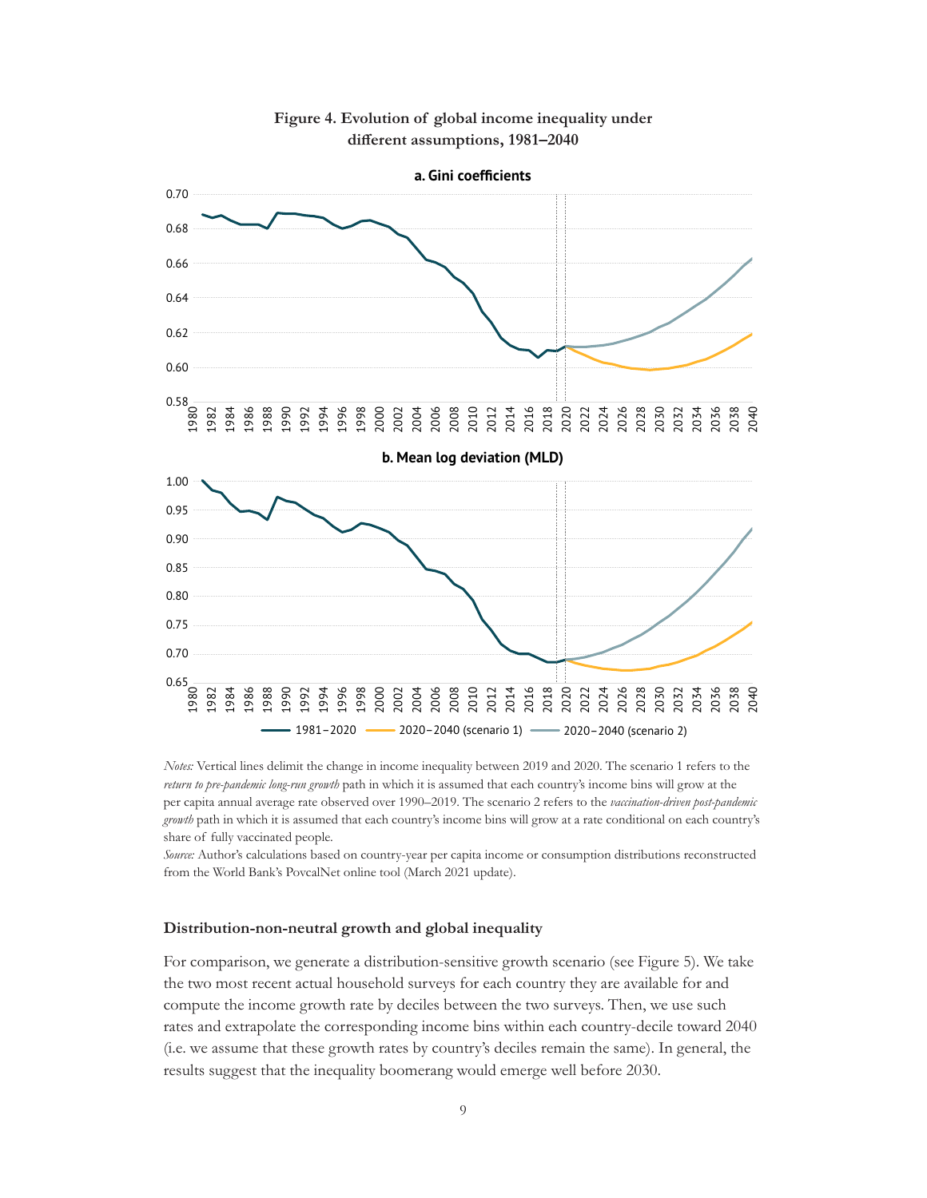**Figure 4. Evolution of global income inequality under different assumptions, 1981–2040**

*Notes:* Vertical lines delimit the change in income inequality between 2019 and 2020. The scenario 1 refers to the *return to pre-pandemic long-run growth* path in which it is assumed that each country's income bins will grow at the per capita annual average rate observed over 1990–2019. The scenario 2 refers to the *vaccination-driven post-pandemic growth* path in which it is assumed that each country's income bins will grow at a rate conditional on each country's share of fully vaccinated people.

*Source:* Author's calculations based on country-year per capita income or consumption distributions reconstructed from the World Bank's PovcalNet online tool (March 2021 update).

### Distribution-non-neutral growth and global inequality

For comparison, we generate a distribution-sensitive growth scenario (see Figure 5). We take the two most recent actual household surveys for each country they are available for and compute the income growth rate by deciles between the two surveys. Then, we use such rates and extrapolate the corresponding income bins within each country-decile toward 2040 (i.e. we assume that these growth rates by country's deciles remain the same). In general, the results suggest that the inequality boomerang would emerge well before 2030.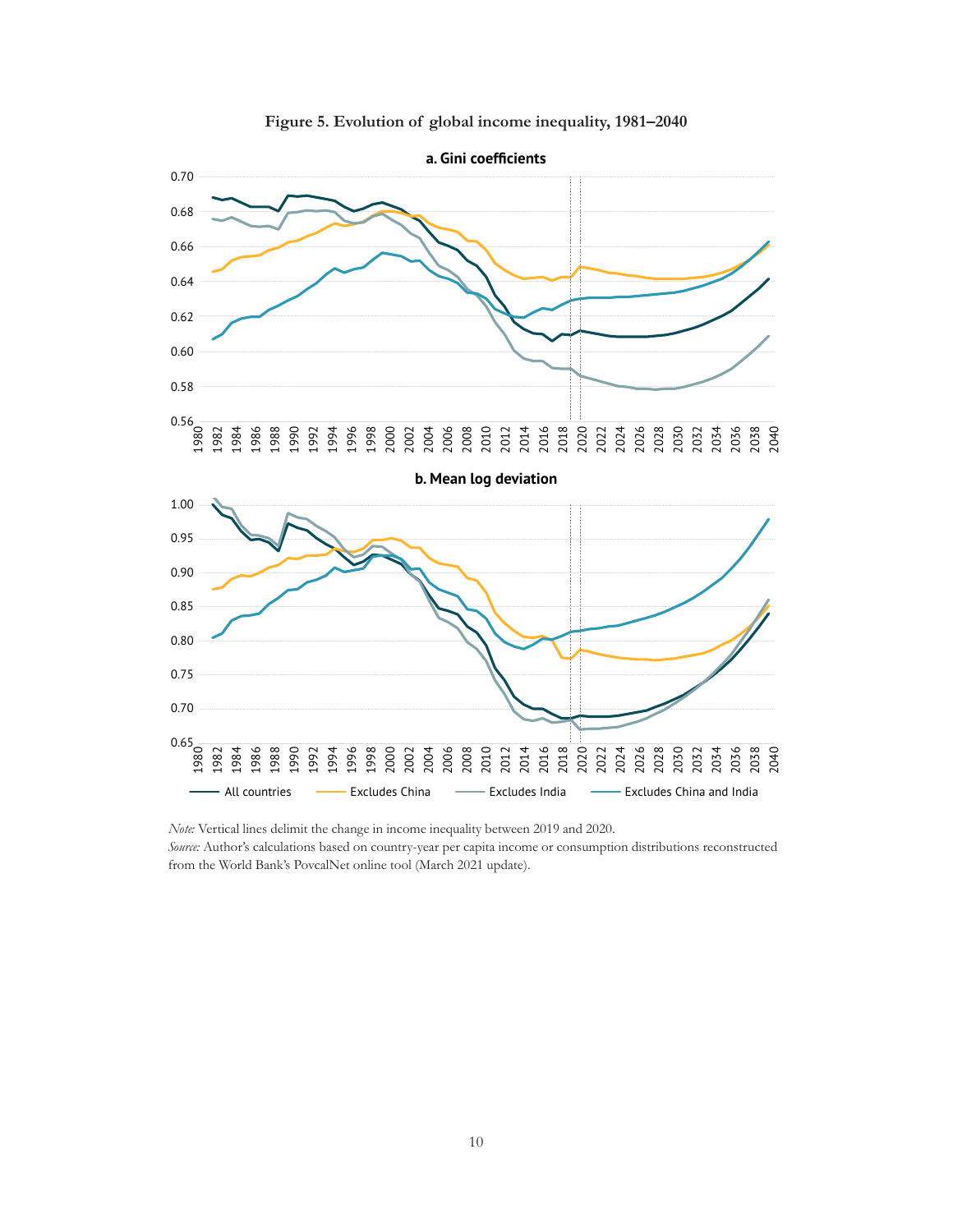**Figure 5. Evolution of global income inequality, 1981–2040**

*Note:* Vertical lines delimit the change in income inequality between 2019 and 2020.
*Source:* Author's calculations based on country-year per capita income or consumption distributions reconstructed from the World Bank's PovcalNet online tool (March 2021 update).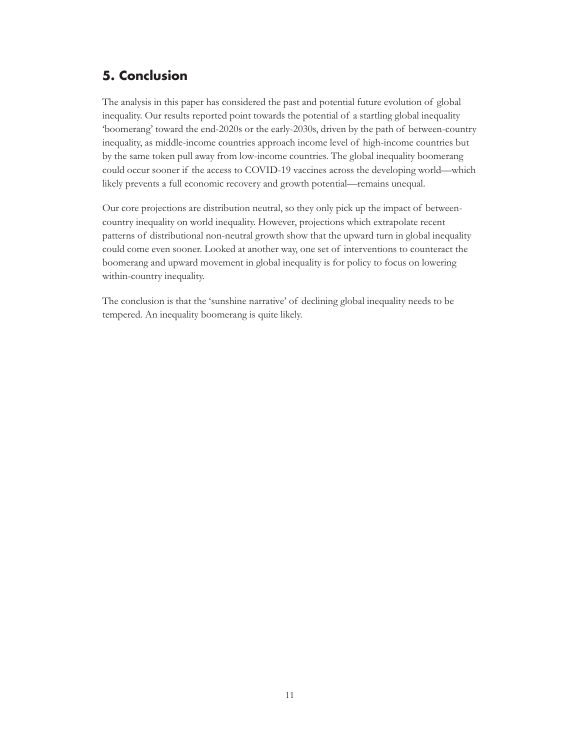## 5. Conclusion

The analysis in this paper has considered the past and potential future evolution of global inequality. Our results reported point towards the potential of a startling global inequality 'boomerang' toward the end-2020s or the early-2030s, driven by the path of between-country inequality, as middle-income countries approach income level of high-income countries but by the same token pull away from low-income countries. The global inequality boomerang could occur sooner if the access to COVID-19 vaccines across the developing world—which likely prevents a full economic recovery and growth potential—remains unequal.

Our core projections are distribution neutral, so they only pick up the impact of between-country inequality on world inequality. However, projections which extrapolate recent patterns of distributional non-neutral growth show that the upward turn in global inequality could come even sooner. Looked at another way, one set of interventions to counteract the boomerang and upward movement in global inequality is for policy to focus on lowering within-country inequality.

The conclusion is that the 'sunshine narrative' of declining global inequality needs to be tempered. An inequality boomerang is quite likely.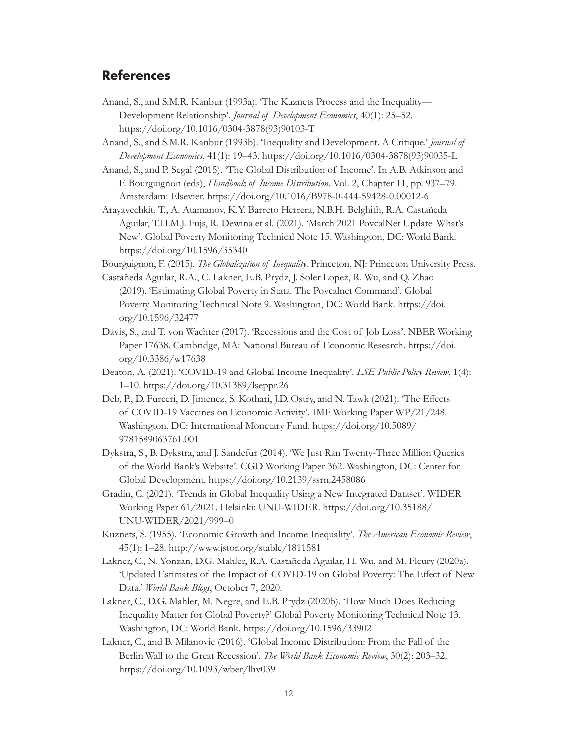## References

Anand, S., and S.M.R. Kanbur (1993a). 'The Kuznets Process and the Inequality—Development Relationship'. *Journal of Development Economics*, 40(1): 25–52. https://doi.org/10.1016/0304-3878(93)90103-T

Anand, S., and S.M.R. Kanbur (1993b). 'Inequality and Development. A Critique.' *Journal of Development Economics*, 41(1): 19–43. https://doi.org/10.1016/0304-3878(93)90035-L

Anand, S., and P. Segal (2015). 'The Global Distribution of Income'. In A.B. Atkinson and F. Bourguignon (eds), *Handbook of Income Distribution*. Vol. 2, Chapter 11, pp. 937–79. Amsterdam: Elsevier. https://doi.org/10.1016/B978-0-444-59428-0.00012-6

Arayavechkit, T., A. Atamanov, K.Y. Barreto Herrera, N.B.H. Belghith, R.A. Castañeda Aguilar, T.H.M.J. Fujs, R. Dewina et al. (2021). 'March 2021 PovcalNet Update. What's New'. Global Poverty Monitoring Technical Note 15. Washington, DC: World Bank. https://doi.org/10.1596/35340

Bourguignon, F. (2015). *The Globalization of Inequality*. Princeton, NJ: Princeton University Press.

Castañeda Aguilar, R.A., C. Lakner, E.B. Prydz, J. Soler Lopez, R. Wu, and Q. Zhao (2019). 'Estimating Global Poverty in Stata. The Povcalnet Command'. Global Poverty Monitoring Technical Note 9. Washington, DC: World Bank. https://doi.org/10.1596/32477

Davis, S., and T. von Wachter (2017). 'Recessions and the Cost of Job Loss'. NBER Working Paper 17638. Cambridge, MA: National Bureau of Economic Research. https://doi.org/10.3386/w17638

Deaton, A. (2021). 'COVID-19 and Global Income Inequality'. *LSE Public Policy Review*, 1(4): 1–10. https://doi.org/10.31389/lseppr.26

Deb, P., D. Furceri, D. Jimenez, S. Kothari, J.D. Ostry, and N. Tawk (2021). 'The Effects of COVID-19 Vaccines on Economic Activity'. IMF Working Paper WP/21/248. Washington, DC: International Monetary Fund. https://doi.org/10.5089/9781589063761.001

Dykstra, S., B. Dykstra, and J. Sandefur (2014). 'We Just Ran Twenty-Three Million Queries of the World Bank's Website'. CGD Working Paper 362. Washington, DC: Center for Global Development. https://doi.org/10.2139/ssrn.2458086

Gradín, C. (2021). 'Trends in Global Inequality Using a New Integrated Dataset'. WIDER Working Paper 61/2021. Helsinki: UNU-WIDER. https://doi.org/10.35188/UNU-WIDER/2021/999–0

Kuznets, S. (1955). 'Economic Growth and Income Inequality'. *The American Economic Review*, 45(1): 1–28. http://www.jstor.org/stable/1811581

Lakner, C., N. Yonzan, D.G. Mahler, R.A. Castañeda Aguilar, H. Wu, and M. Fleury (2020a). 'Updated Estimates of the Impact of COVID-19 on Global Poverty: The Effect of New Data.' *World Bank Blogs*, October 7, 2020.

Lakner, C., D.G. Mahler, M. Negre, and E.B. Prydz (2020b). 'How Much Does Reducing Inequality Matter for Global Poverty?' Global Poverty Monitoring Technical Note 13. Washington, DC: World Bank. https://doi.org/10.1596/33902

Lakner, C., and B. Milanovic (2016). 'Global Income Distribution: From the Fall of the Berlin Wall to the Great Recession'. *The World Bank Economic Review*, 30(2): 203–32. https://doi.org/10.1093/wber/lhv039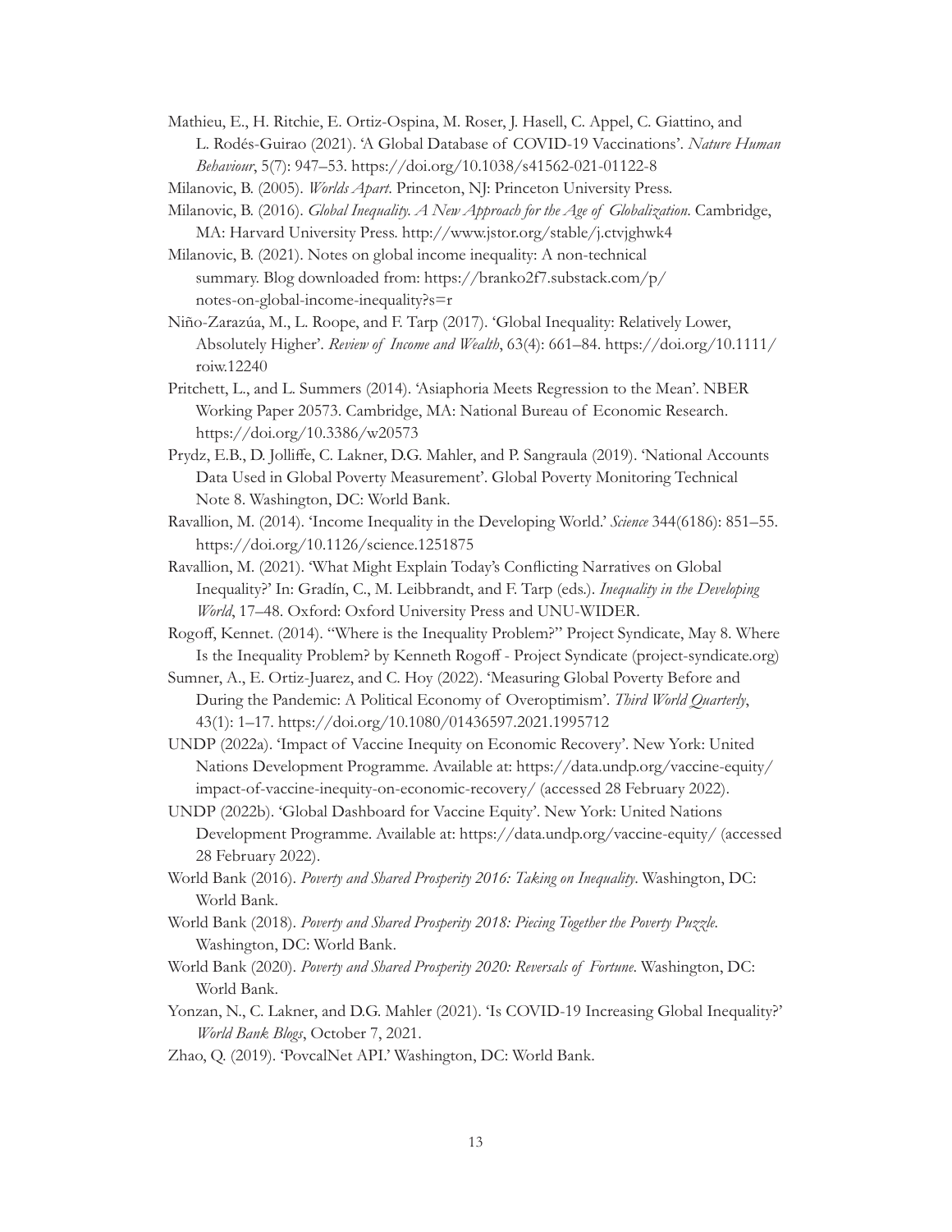Mathieu, E., H. Ritchie, E. Ortiz-Ospina, M. Roser, J. Hasell, C. Appel, C. Giattino, and L. Rodés-Guirao (2021). 'A Global Database of COVID-19 Vaccinations'. *Nature Human Behaviour*, 5(7): 947–53. https://doi.org/10.1038/s41562-021-01122-8

Milanovic, B. (2005). *Worlds Apart*. Princeton, NJ: Princeton University Press.

Milanovic, B. (2016). *Global Inequality. A New Approach for the Age of Globalization*. Cambridge, MA: Harvard University Press. http://www.jstor.org/stable/j.ctvjghwk4

Milanovic, B. (2021). Notes on global income inequality: A non-technical summary. Blog downloaded from: https://branko2f7.substack.com/p/notes-on-global-income-inequality?s=r

Niño-Zarazúa, M., L. Roope, and F. Tarp (2017). 'Global Inequality: Relatively Lower, Absolutely Higher'. *Review of Income and Wealth*, 63(4): 661–84. https://doi.org/10.1111/roiw.12240

Pritchett, L., and L. Summers (2014). 'Asiaphoria Meets Regression to the Mean'. NBER Working Paper 20573. Cambridge, MA: National Bureau of Economic Research. https://doi.org/10.3386/w20573

Prydz, E.B., D. Jolliffe, C. Lakner, D.G. Mahler, and P. Sangraula (2019). 'National Accounts Data Used in Global Poverty Measurement'. Global Poverty Monitoring Technical Note 8. Washington, DC: World Bank.

Ravallion, M. (2014). 'Income Inequality in the Developing World.' *Science* 344(6186): 851–55. https://doi.org/10.1126/science.1251875

Ravallion, M. (2021). 'What Might Explain Today's Conflicting Narratives on Global Inequality?' In: Gradín, C., M. Leibbrandt, and F. Tarp (eds.). *Inequality in the Developing World*, 17–48. Oxford: Oxford University Press and UNU-WIDER.

Rogoff, Kennet. (2014). "Where is the Inequality Problem?" Project Syndicate, May 8. Where Is the Inequality Problem? by Kenneth Rogoff - Project Syndicate (project-syndicate.org)

Sumner, A., E. Ortiz-Juarez, and C. Hoy (2022). 'Measuring Global Poverty Before and During the Pandemic: A Political Economy of Overoptimism'. *Third World Quarterly*, 43(1): 1–17. https://doi.org/10.1080/01436597.2021.1995712

UNDP (2022a). 'Impact of Vaccine Inequity on Economic Recovery'. New York: United Nations Development Programme. Available at: https://data.undp.org/vaccine-equity/impact-of-vaccine-inequity-on-economic-recovery/ (accessed 28 February 2022).

UNDP (2022b). 'Global Dashboard for Vaccine Equity'. New York: United Nations Development Programme. Available at: https://data.undp.org/vaccine-equity/ (accessed 28 February 2022).

World Bank (2016). *Poverty and Shared Prosperity 2016: Taking on Inequality*. Washington, DC: World Bank.

World Bank (2018). *Poverty and Shared Prosperity 2018: Piecing Together the Poverty Puzzle*. Washington, DC: World Bank.

World Bank (2020). *Poverty and Shared Prosperity 2020: Reversals of Fortune*. Washington, DC: World Bank.

Yonzan, N., C. Lakner, and D.G. Mahler (2021). 'Is COVID-19 Increasing Global Inequality?' *World Bank Blogs*, October 7, 2021.

Zhao, Q. (2019). 'PovcalNet API.' Washington, DC: World Bank.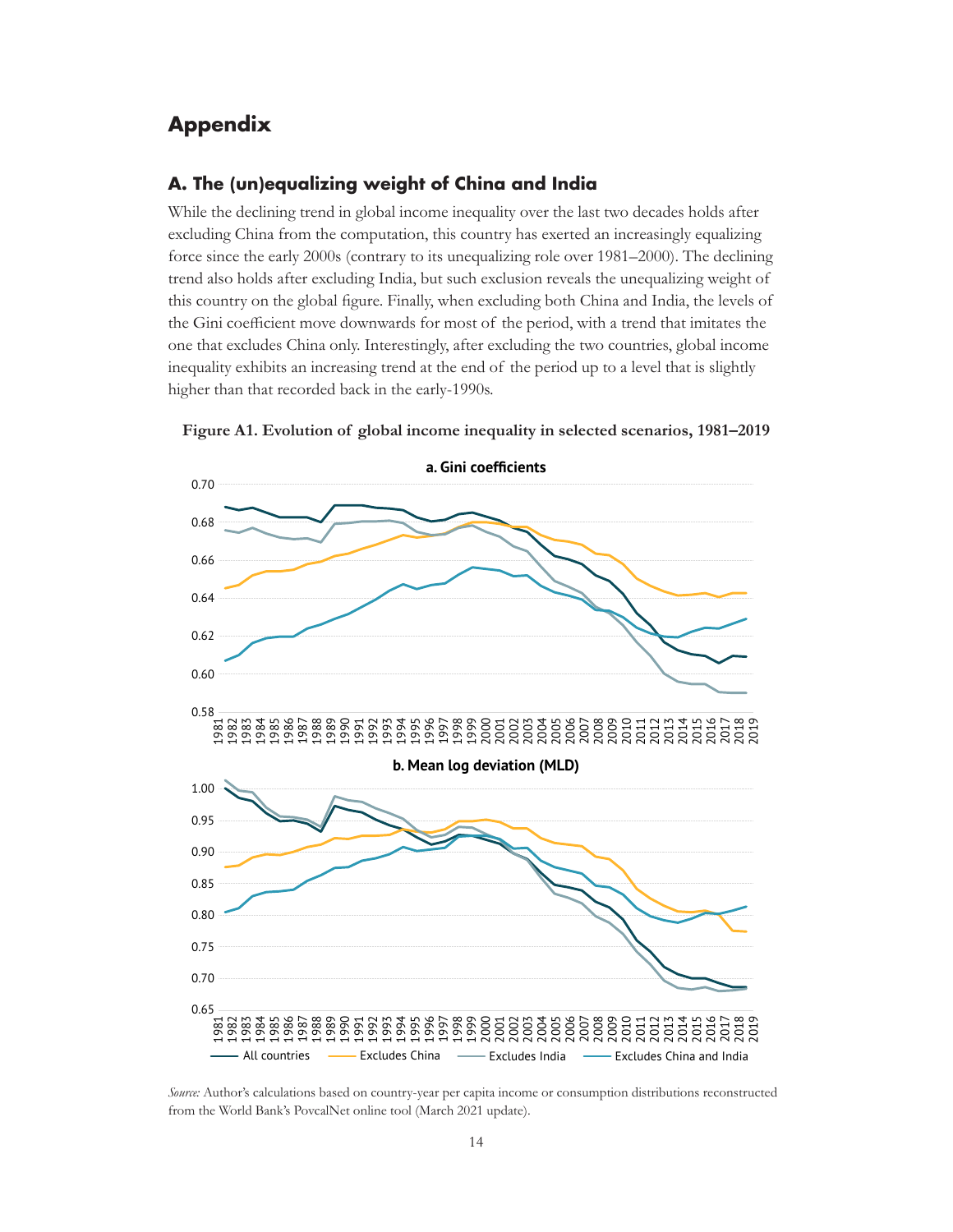# Appendix

## A. The (un)equalizing weight of China and India

While the declining trend in global income inequality over the last two decades holds after excluding China from the computation, this country has exerted an increasingly equalizing force since the early 2000s (contrary to its unequalizing role over 1981–2000). The declining trend also holds after excluding India, but such exclusion reveals the unequalizing weight of this country on the global figure. Finally, when excluding both China and India, the levels of the Gini coefficient move downwards for most of the period, with a trend that imitates the one that excludes China only. Interestingly, after excluding the two countries, global income inequality exhibits an increasing trend at the end of the period up to a level that is slightly higher than that recorded back in the early-1990s.

**Figure A1. Evolution of global income inequality in selected scenarios, 1981–2019**

*Source:* Author's calculations based on country-year per capita income or consumption distributions reconstructed from the World Bank's PovcalNet online tool (March 2021 update).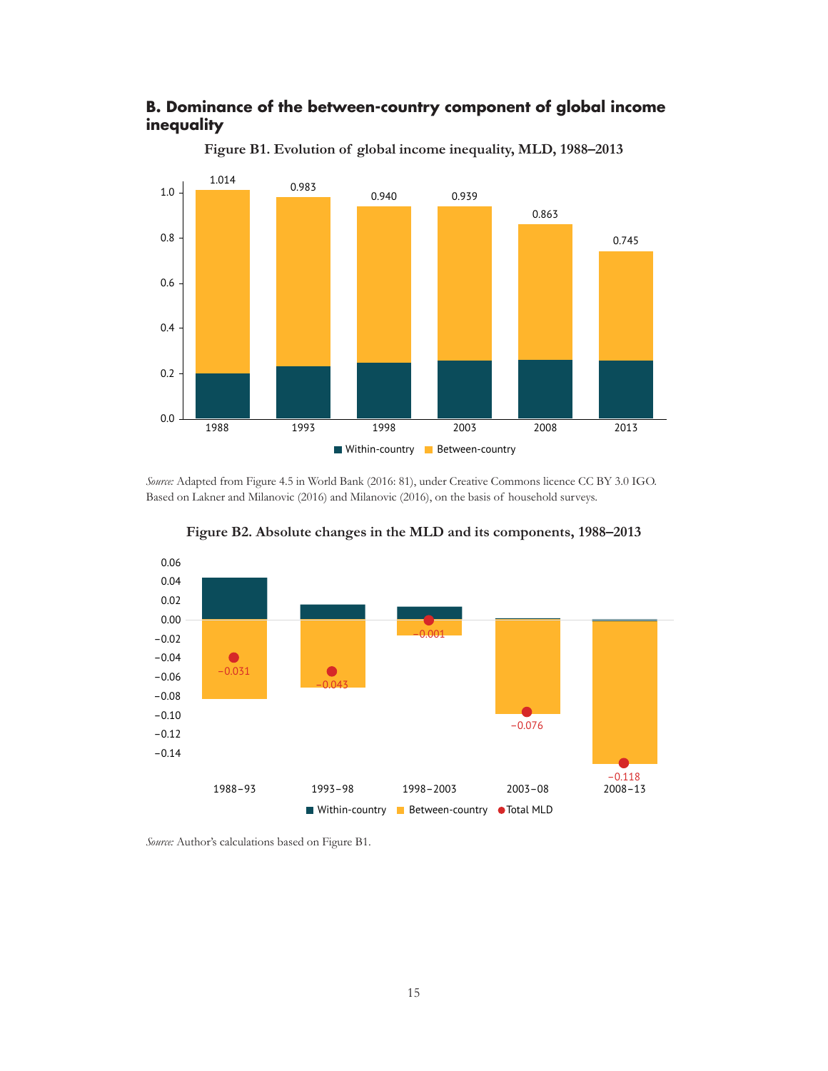## B. Dominance of the between-country component of global income inequality

**Figure B1. Evolution of global income inequality, MLD, 1988–2013**

*Source:* Adapted from Figure 4.5 in World Bank (2016: 81), under Creative Commons licence CC BY 3.0 IGO. Based on Lakner and Milanovic (2016) and Milanovic (2016), on the basis of household surveys.

**Figure B2. Absolute changes in the MLD and its components, 1988–2013**

*Source:* Author's calculations based on Figure B1.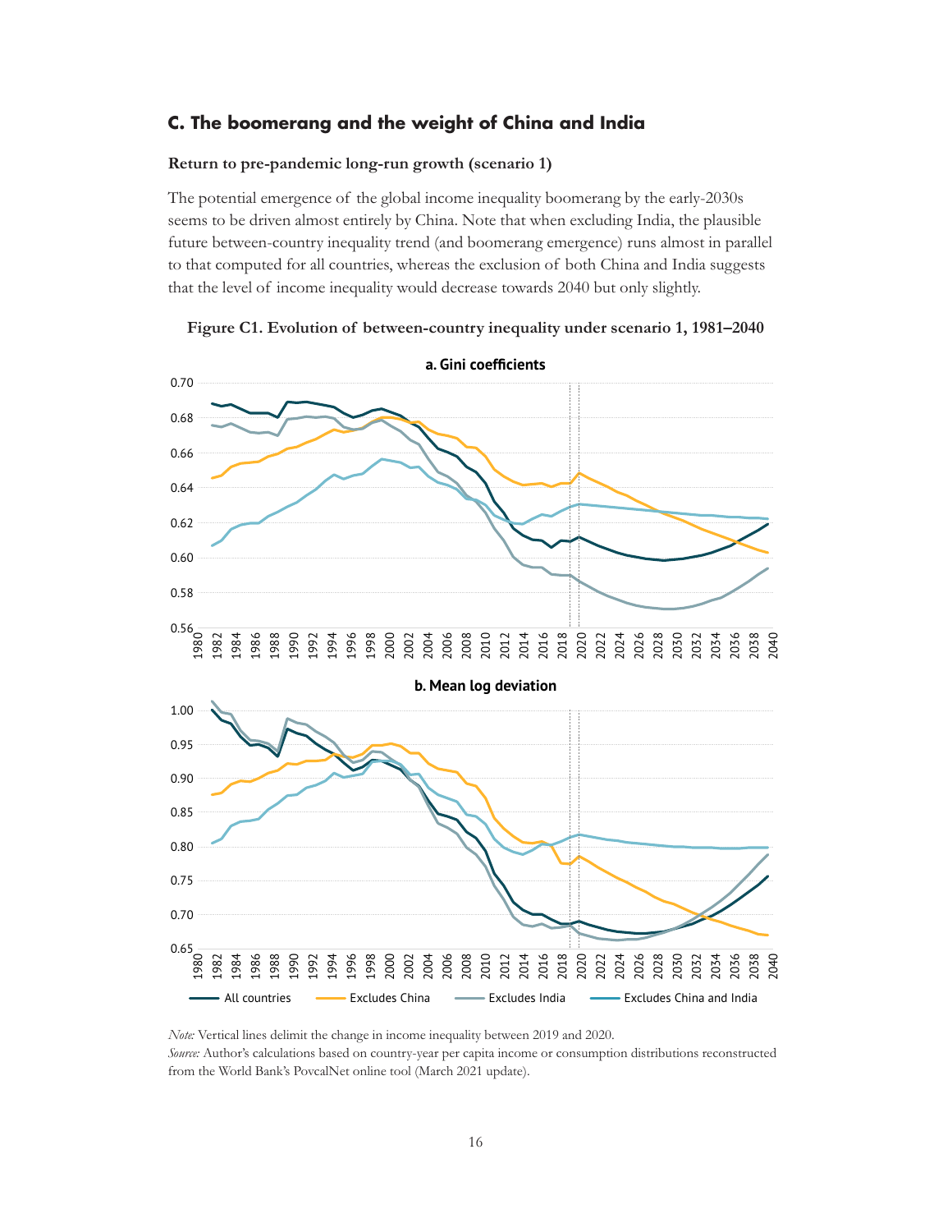## C. The boomerang and the weight of China and India

### Return to pre-pandemic long-run growth (scenario 1)

The potential emergence of the global income inequality boomerang by the early-2030s seems to be driven almost entirely by China. Note that when excluding India, the plausible future between-country inequality trend (and boomerang emergence) runs almost in parallel to that computed for all countries, whereas the exclusion of both China and India suggests that the level of income inequality would decrease towards 2040 but only slightly.

**Figure C1. Evolution of between-country inequality under scenario 1, 1981–2040**

*Note:* Vertical lines delimit the change in income inequality between 2019 and 2020.
*Source:* Author's calculations based on country-year per capita income or consumption distributions reconstructed from the World Bank's PovcalNet online tool (March 2021 update).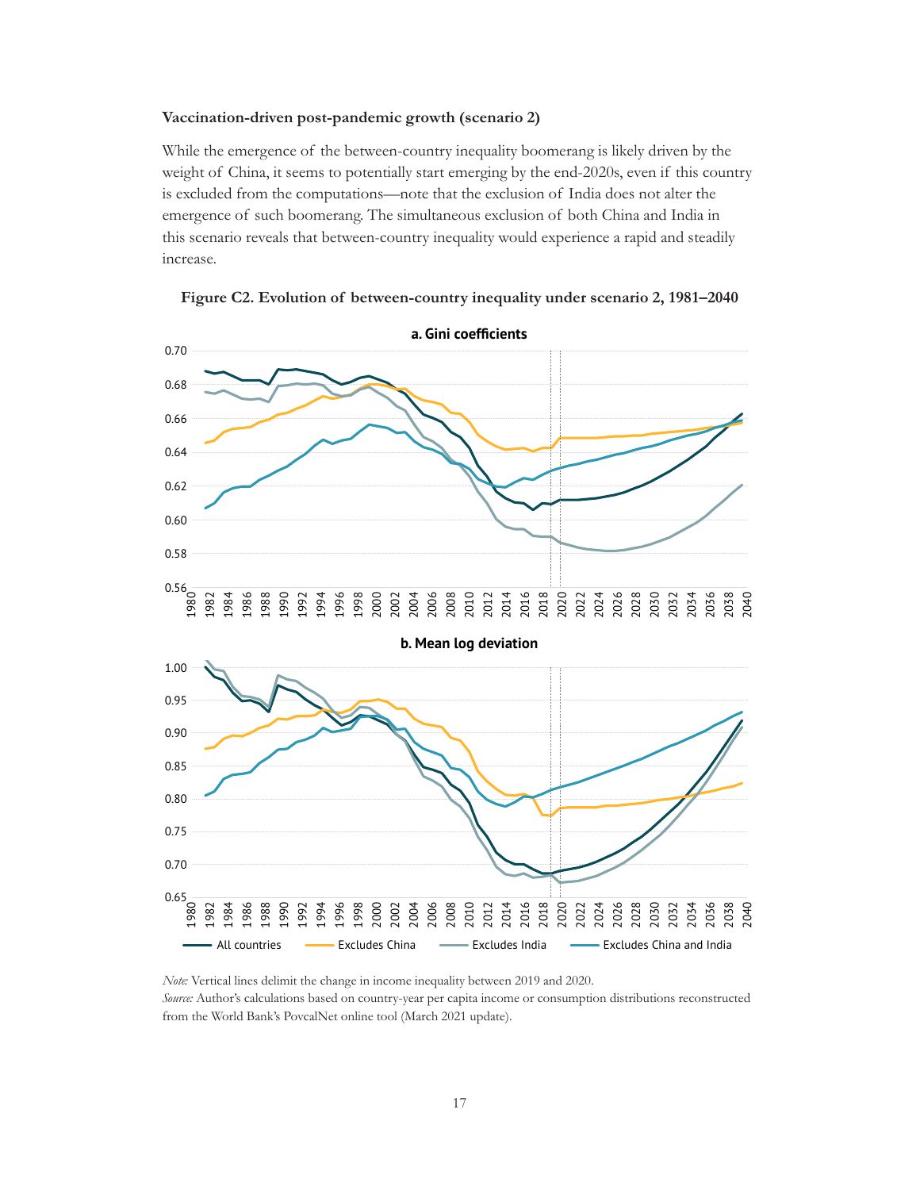**Vaccination-driven post-pandemic growth (scenario 2)**

While the emergence of the between-country inequality boomerang is likely driven by the weight of China, it seems to potentially start emerging by the end-2020s, even if this country is excluded from the computations—note that the exclusion of India does not alter the emergence of such boomerang. The simultaneous exclusion of both China and India in this scenario reveals that between-country inequality would experience a rapid and steadily increase.

**Figure C2. Evolution of between-country inequality under scenario 2, 1981–2040**

*Note:* Vertical lines delimit the change in income inequality between 2019 and 2020.
*Source:* Author's calculations based on country-year per capita income or consumption distributions reconstructed from the World Bank's PovcalNet online tool (March 2021 update).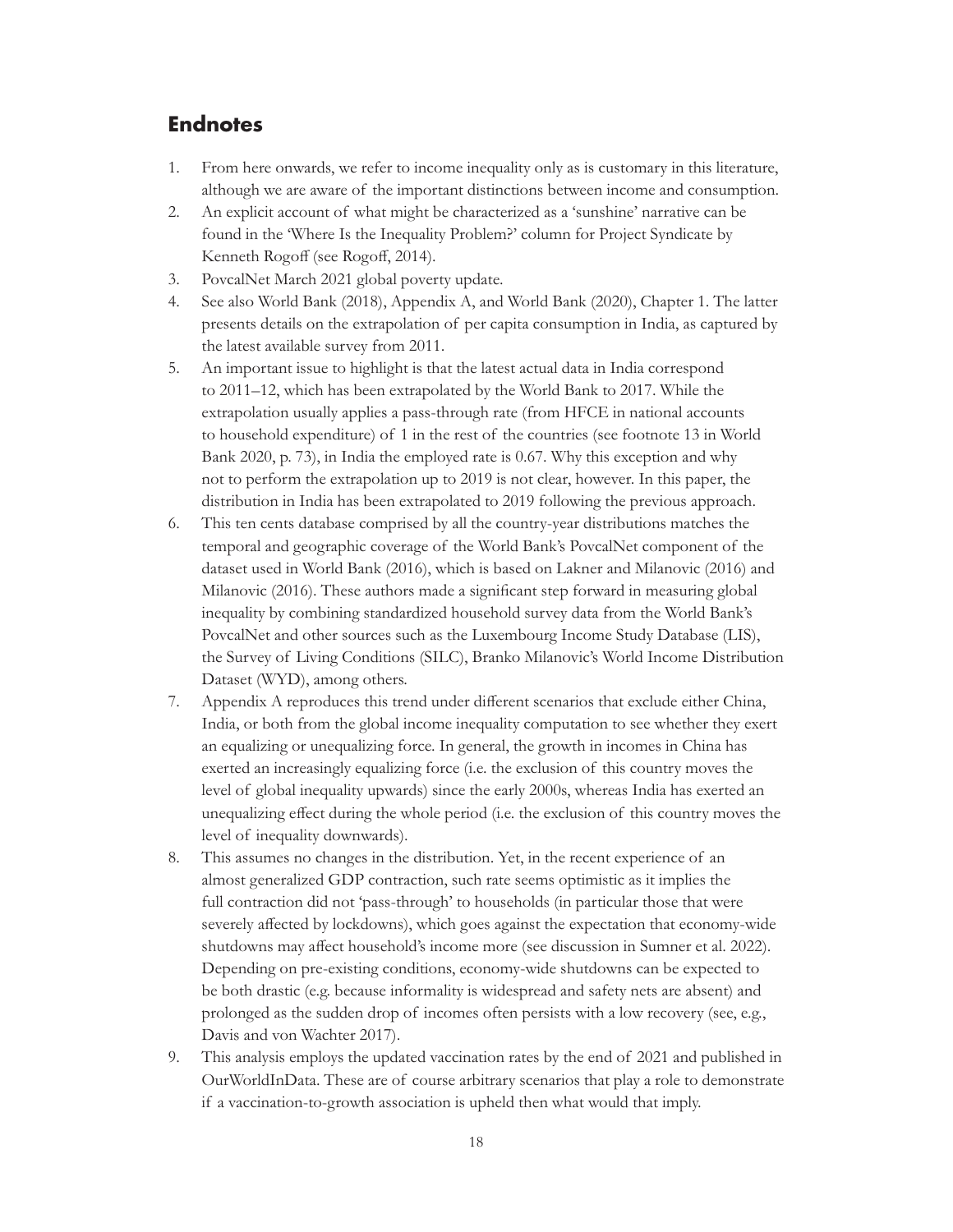## Endnotes

1. From here onwards, we refer to income inequality only as is customary in this literature, although we are aware of the important distinctions between income and consumption.
2. An explicit account of what might be characterized as a 'sunshine' narrative can be found in the 'Where Is the Inequality Problem?' column for Project Syndicate by Kenneth Rogoff (see Rogoff, 2014).
3. PovcalNet March 2021 global poverty update.
4. See also World Bank (2018), Appendix A, and World Bank (2020), Chapter 1. The latter presents details on the extrapolation of per capita consumption in India, as captured by the latest available survey from 2011.
5. An important issue to highlight is that the latest actual data in India correspond to 2011–12, which has been extrapolated by the World Bank to 2017. While the extrapolation usually applies a pass-through rate (from HFCE in national accounts to household expenditure) of 1 in the rest of the countries (see footnote 13 in World Bank 2020, p. 73), in India the employed rate is 0.67. Why this exception and why not to perform the extrapolation up to 2019 is not clear, however. In this paper, the distribution in India has been extrapolated to 2019 following the previous approach.
6. This ten cents database comprised by all the country-year distributions matches the temporal and geographic coverage of the World Bank's PovcalNet component of the dataset used in World Bank (2016), which is based on Lakner and Milanovic (2016) and Milanovic (2016). These authors made a significant step forward in measuring global inequality by combining standardized household survey data from the World Bank's PovcalNet and other sources such as the Luxembourg Income Study Database (LIS), the Survey of Living Conditions (SILC), Branko Milanovic's World Income Distribution Dataset (WYD), among others.
7. Appendix A reproduces this trend under different scenarios that exclude either China, India, or both from the global income inequality computation to see whether they exert an equalizing or unequalizing force. In general, the growth in incomes in China has exerted an increasingly equalizing force (i.e. the exclusion of this country moves the level of global inequality upwards) since the early 2000s, whereas India has exerted an unequalizing effect during the whole period (i.e. the exclusion of this country moves the level of inequality downwards).
8. This assumes no changes in the distribution. Yet, in the recent experience of an almost generalized GDP contraction, such rate seems optimistic as it implies the full contraction did not 'pass-through' to households (in particular those that were severely affected by lockdowns), which goes against the expectation that economy-wide shutdowns may affect household's income more (see discussion in Sumner et al. 2022). Depending on pre-existing conditions, economy-wide shutdowns can be expected to be both drastic (e.g. because informality is widespread and safety nets are absent) and prolonged as the sudden drop of incomes often persists with a low recovery (see, e.g., Davis and von Wachter 2017).
9. This analysis employs the updated vaccination rates by the end of 2021 and published in OurWorldInData. These are of course arbitrary scenarios that play a role to demonstrate if a vaccination-to-growth association is upheld then what would that imply.